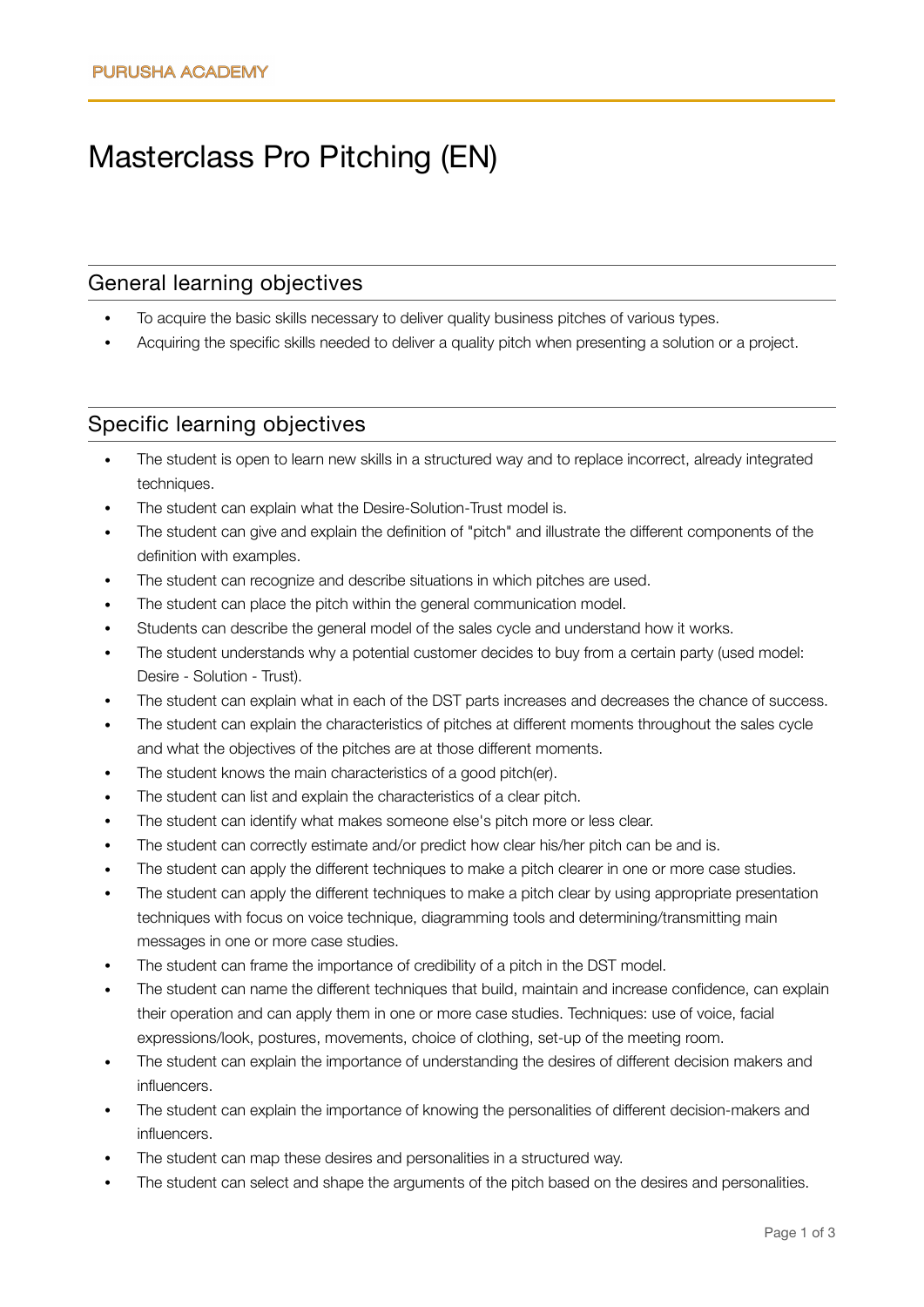PURUSHA ACADEMY

# Masterclass Pro Pitching (EN)

## General learning objectives

- To acquire the basic skills necessary to deliver quality business pitches of various types.
- Acquiring the specific skills needed to deliver a quality pitch when presenting a solution or a project.

## Specific learning objectives

- The student is open to learn new skills in a structured way and to replace incorrect, already integrated techniques.
- The student can explain what the Desire-Solution-Trust model is.
- The student can give and explain the definition of "pitch" and illustrate the different components of the definition with examples.
- The student can recognize and describe situations in which pitches are used.
- The student can place the pitch within the general communication model.
- Students can describe the general model of the sales cycle and understand how it works.
- The student understands why a potential customer decides to buy from a certain party (used model: Desire - Solution - Trust).
- The student can explain what in each of the DST parts increases and decreases the chance of success.
- The student can explain the characteristics of pitches at different moments throughout the sales cycle and what the objectives of the pitches are at those different moments.
- The student knows the main characteristics of a good pitch(er).
- The student can list and explain the characteristics of a clear pitch.
- The student can identify what makes someone else's pitch more or less clear.
- The student can correctly estimate and/or predict how clear his/her pitch can be and is.
- The student can apply the different techniques to make a pitch clearer in one or more case studies.
- The student can apply the different techniques to make a pitch clear by using appropriate presentation techniques with focus on voice technique, diagramming tools and determining/transmitting main messages in one or more case studies.
- The student can frame the importance of credibility of a pitch in the DST model.
- The student can name the different techniques that build, maintain and increase confidence, can explain their operation and can apply them in one or more case studies. Techniques: use of voice, facial expressions/look, postures, movements, choice of clothing, set-up of the meeting room.
- The student can explain the importance of understanding the desires of different decision makers and influencers.
- The student can explain the importance of knowing the personalities of different decision-makers and influencers.
- The student can map these desires and personalities in a structured way.
- The student can select and shape the arguments of the pitch based on the desires and personalities.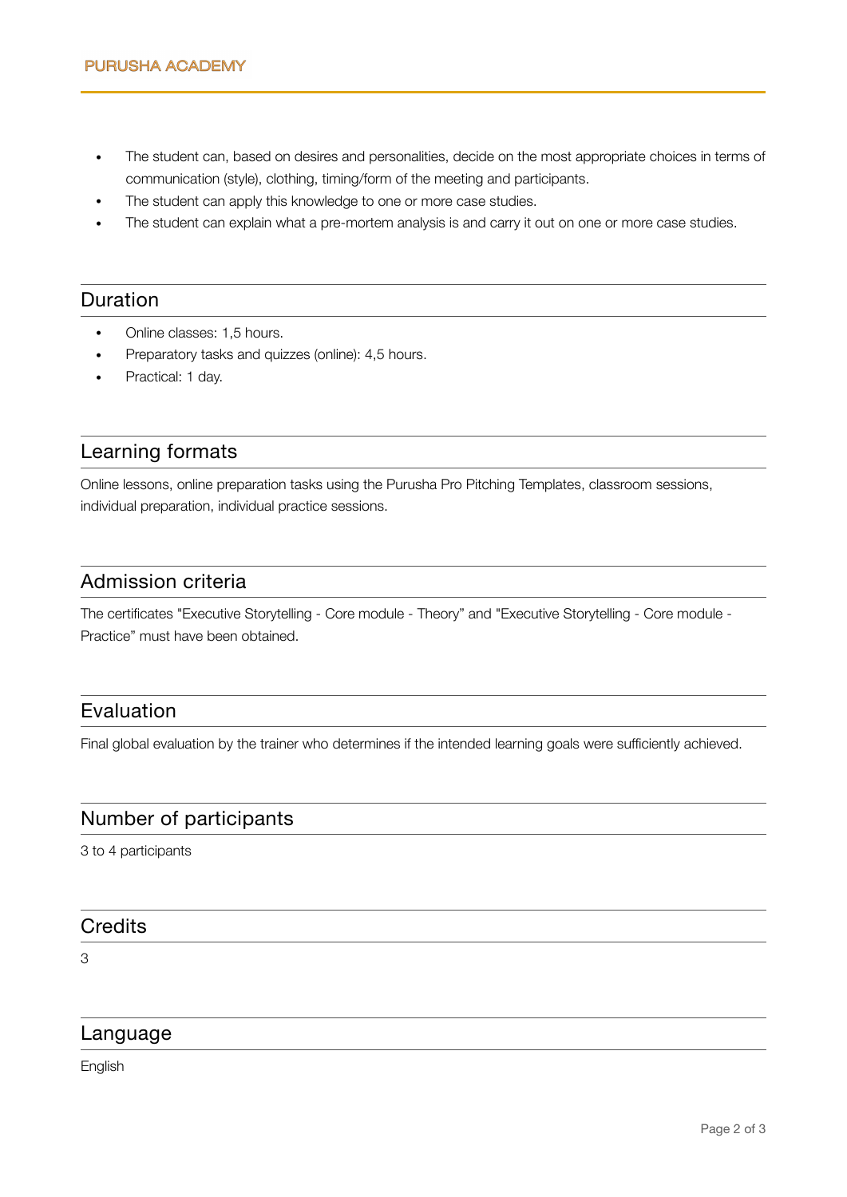- The student can, based on desires and personalities, decide on the most appropriate choices in terms of communication (style), clothing, timing/form of the meeting and participants.
- The student can apply this knowledge to one or more case studies.
- The student can explain what a pre-mortem analysis is and carry it out on one or more case studies.

## Duration

- Online classes: 1,5 hours.
- Preparatory tasks and quizzes (online): 4,5 hours.
- Practical: 1 day.

## Learning formats

Online lessons, online preparation tasks using the Purusha Pro Pitching Templates, classroom sessions, individual preparation, individual practice sessions.

## Admission criteria

The certificates "Executive Storytelling - Core module - Theory" and "Executive Storytelling - Core module - Practice" must have been obtained.

## Evaluation

Final global evaluation by the trainer who determines if the intended learning goals were sufficiently achieved.

## Number of participants

3 to 4 participants

## Credits

3

## Language

English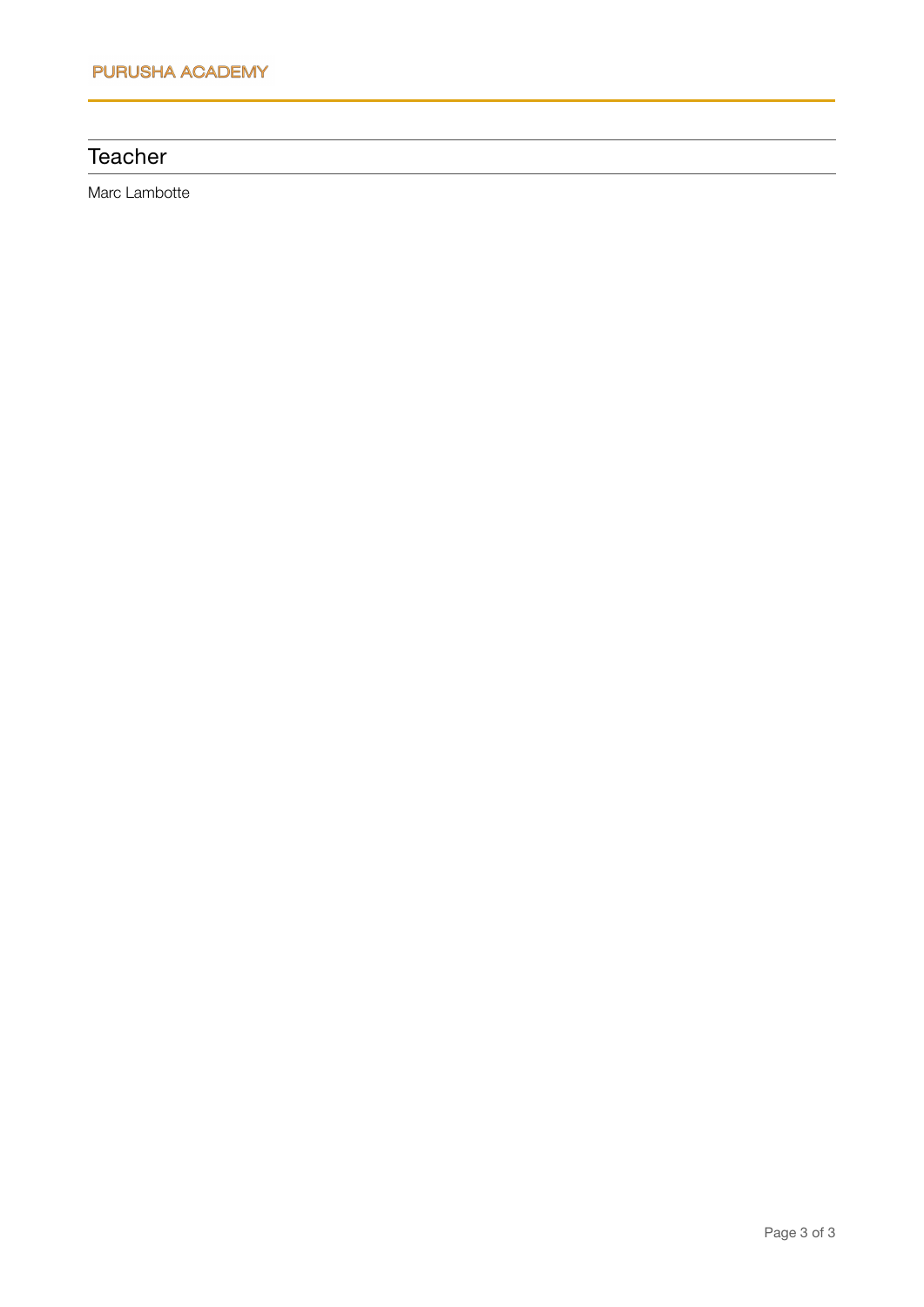## Teacher

Marc Lambotte